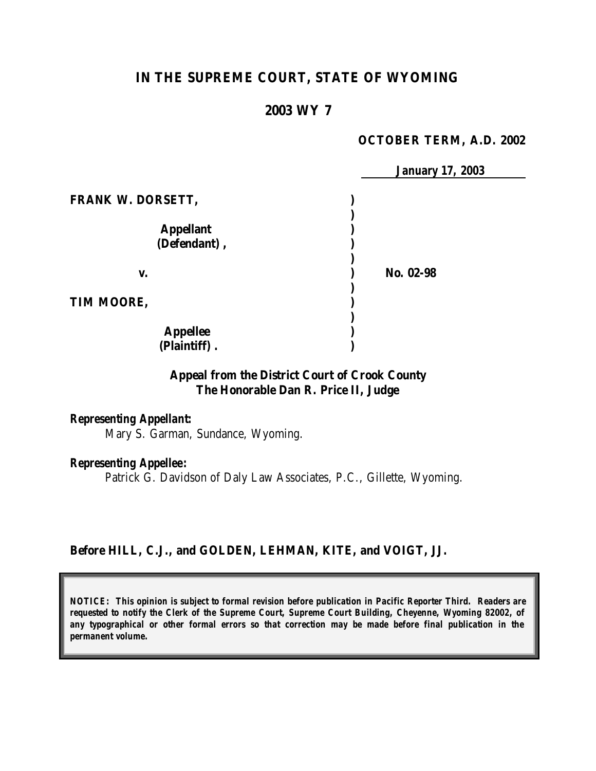# IN THE SUPREME COURT, STATE OF WYOMING

## 2003 WY 7

**OCTOBER TERM, A.D. 2002**

**January 17, 2003**

**FRANK W. DORSETT,**

**Appellant (Defendant),**

**v.**

**No. 02-98**

**TIM MOORE,**

**Appellee (Plaintiff).**

**Appeal from the District Court of Crook County**
**The Honorable Dan R. Price II, Judge**

***Representing Appellant:***
Mary S. Garman, Sundance, Wyoming.

***Representing Appellee:***
Patrick G. Davidson of Daly Law Associates, P.C., Gillette, Wyoming.

**Before HILL, C.J., and GOLDEN, LEHMAN, KITE, and VOIGT, JJ.**

***NOTICE: This opinion is subject to formal revision before publication in Pacific Reporter Third. Readers are requested to notify the Clerk of the Supreme Court, Supreme Court Building, Cheyenne, Wyoming 82002, of any typographical or other formal errors so that correction may be made before final publication in the permanent volume.***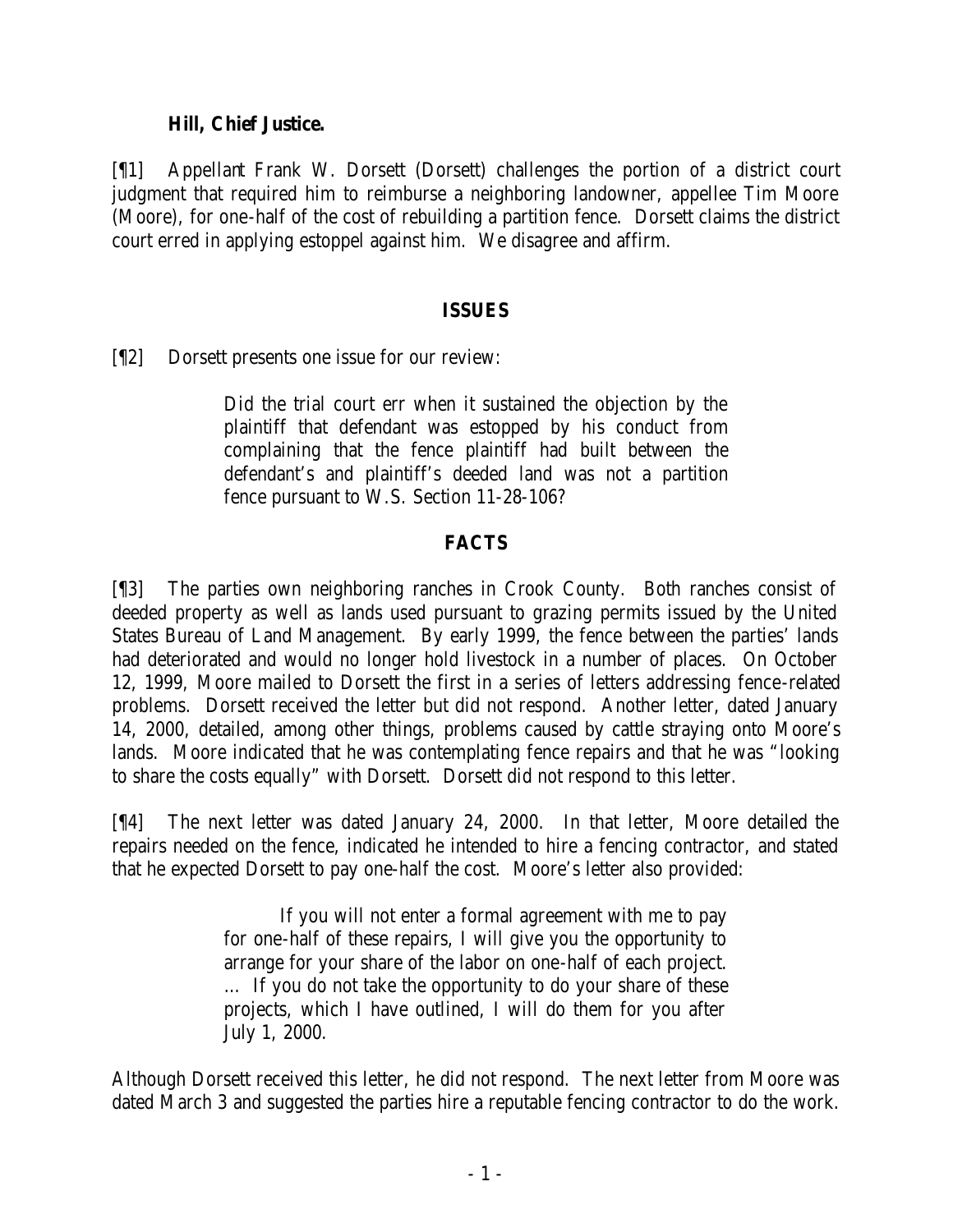**Hill, Chief Justice.**

[¶1] Appellant Frank W. Dorsett (Dorsett) challenges the portion of a district court judgment that required him to reimburse a neighboring landowner, appellee Tim Moore (Moore), for one-half of the cost of rebuilding a partition fence. Dorsett claims the district court erred in applying estoppel against him. We disagree and affirm.

## ISSUES

[¶2] Dorsett presents one issue for our review:

> Did the trial court err when it sustained the objection by the plaintiff that defendant was estopped by his conduct from complaining that the fence plaintiff had built between the defendant's and plaintiff's deeded land was not a partition fence pursuant to W.S. Section 11-28-106?

## FACTS

[¶3] The parties own neighboring ranches in Crook County. Both ranches consist of deeded property as well as lands used pursuant to grazing permits issued by the United States Bureau of Land Management. By early 1999, the fence between the parties' lands had deteriorated and would no longer hold livestock in a number of places. On October 12, 1999, Moore mailed to Dorsett the first in a series of letters addressing fence-related problems. Dorsett received the letter but did not respond. Another letter, dated January 14, 2000, detailed, among other things, problems caused by cattle straying onto Moore's lands. Moore indicated that he was contemplating fence repairs and that he was "looking to share the costs equally" with Dorsett. Dorsett did not respond to this letter.

[¶4] The next letter was dated January 24, 2000. In that letter, Moore detailed the repairs needed on the fence, indicated he intended to hire a fencing contractor, and stated that he expected Dorsett to pay one-half the cost. Moore's letter also provided:

> If you will not enter a formal agreement with me to pay for one-half of these repairs, I will give you the opportunity to arrange for your share of the labor on one-half of each project. … If you do not take the opportunity to do your share of these projects, which I have outlined, I will do them for you after July 1, 2000.

Although Dorsett received this letter, he did not respond. The next letter from Moore was dated March 3 and suggested the parties hire a reputable fencing contractor to do the work.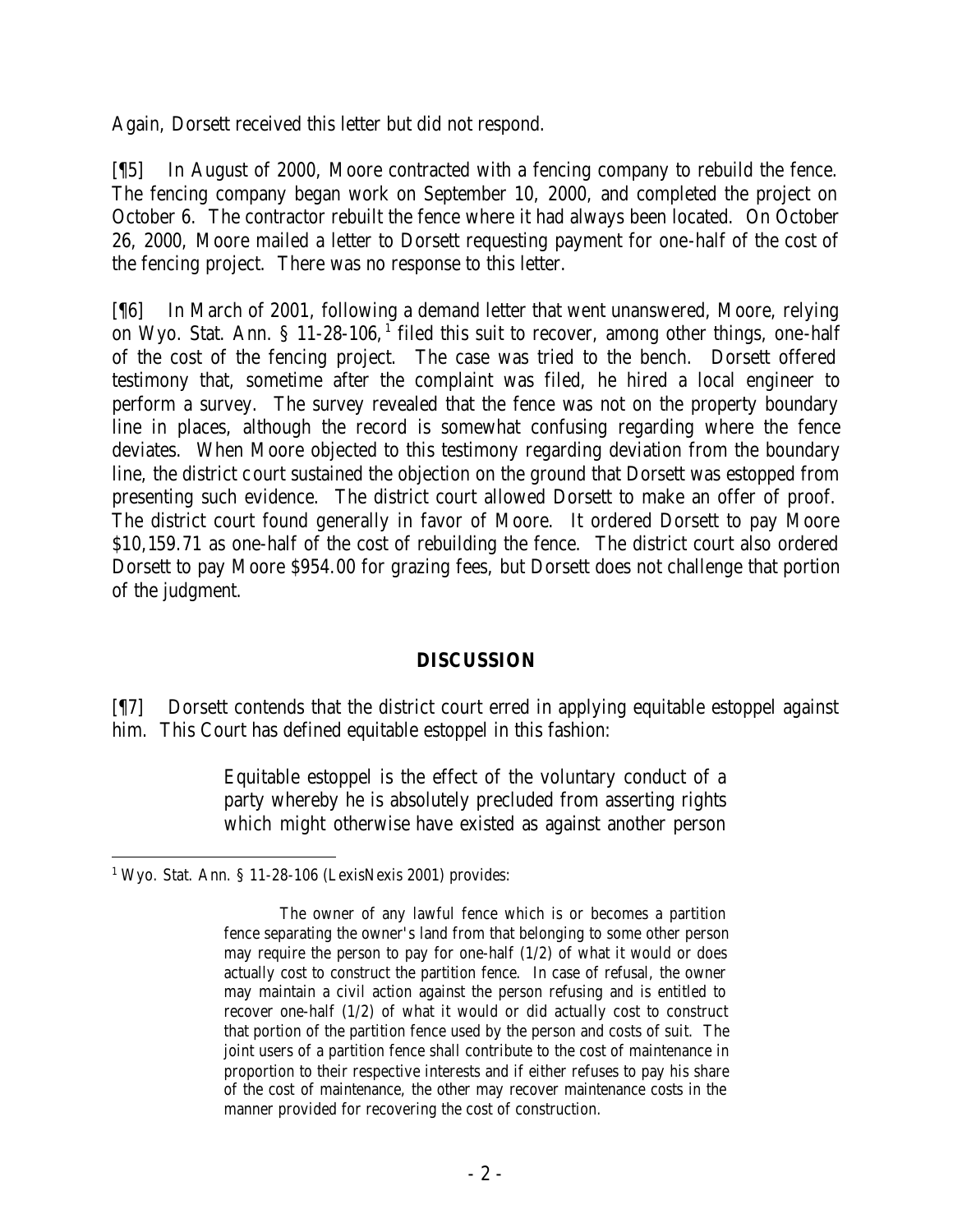Again, Dorsett received this letter but did not respond.

[¶5] In August of 2000, Moore contracted with a fencing company to rebuild the fence. The fencing company began work on September 10, 2000, and completed the project on October 6. The contractor rebuilt the fence where it had always been located. On October 26, 2000, Moore mailed a letter to Dorsett requesting payment for one-half of the cost of the fencing project. There was no response to this letter.

[¶6] In March of 2001, following a demand letter that went unanswered, Moore, relying on Wyo. Stat. Ann. § 11-28-106,[1] filed this suit to recover, among other things, one-half of the cost of the fencing project. The case was tried to the bench. Dorsett offered testimony that, sometime after the complaint was filed, he hired a local engineer to perform a survey. The survey revealed that the fence was not on the property boundary line in places, although the record is somewhat confusing regarding where the fence deviates. When Moore objected to this testimony regarding deviation from the boundary line, the district court sustained the objection on the ground that Dorsett was estopped from presenting such evidence. The district court allowed Dorsett to make an offer of proof. The district court found generally in favor of Moore. It ordered Dorsett to pay Moore $10,159.71 as one-half of the cost of rebuilding the fence. The district court also ordered Dorsett to pay Moore $954.00 for grazing fees, but Dorsett does not challenge that portion of the judgment.

## DISCUSSION

[¶7] Dorsett contends that the district court erred in applying equitable estoppel against him. This Court has defined equitable estoppel in this fashion:

> Equitable estoppel is the effect of the voluntary conduct of a party whereby he is absolutely precluded from asserting rights which might otherwise have existed as against another person

---

[1] Wyo. Stat. Ann. § 11-28-106 (LexisNexis 2001) provides:

> The owner of any lawful fence which is or becomes a partition fence separating the owner's land from that belonging to some other person may require the person to pay for one-half (1/2) of what it would or does actually cost to construct the partition fence. In case of refusal, the owner may maintain a civil action against the person refusing and is entitled to recover one-half (1/2) of what it would or did actually cost to construct that portion of the partition fence used by the person and costs of suit. The joint users of a partition fence shall contribute to the cost of maintenance in proportion to their respective interests and if either refuses to pay his share of the cost of maintenance, the other may recover maintenance costs in the manner provided for recovering the cost of construction.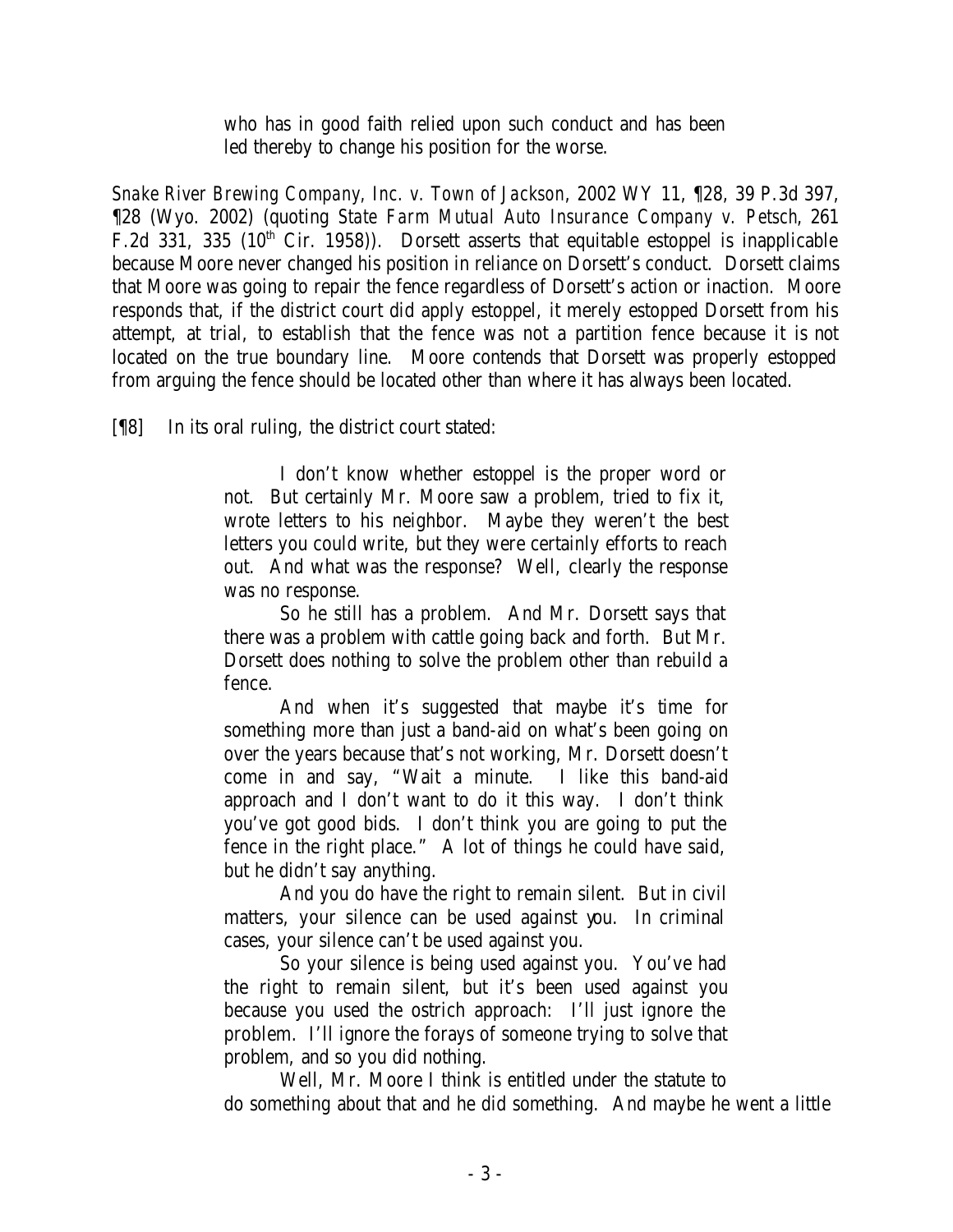> who has in good faith relied upon such conduct and has been led thereby to change his position for the worse.

*Snake River Brewing Company, Inc. v. Town of Jackson*, 2002 WY 11, ¶28, 39 P.3d 397, ¶28 (Wyo. 2002) (quoting *State Farm Mutual Auto Insurance Company v. Petsch*, 261 F.2d 331, 335 (10th Cir. 1958)). Dorsett asserts that equitable estoppel is inapplicable because Moore never changed his position in reliance on Dorsett's conduct. Dorsett claims that Moore was going to repair the fence regardless of Dorsett's action or inaction. Moore responds that, if the district court did apply estoppel, it merely estopped Dorsett from his attempt, at trial, to establish that the fence was not a partition fence because it is not located on the true boundary line. Moore contends that Dorsett was properly estopped from arguing the fence should be located other than where it has always been located.

[¶8] In its oral ruling, the district court stated:

> I don't know whether estoppel is the proper word or not. But certainly Mr. Moore saw a problem, tried to fix it, wrote letters to his neighbor. Maybe they weren't the best letters you could write, but they were certainly efforts to reach out. And what was the response? Well, clearly the response was no response.
>
> So he still has a problem. And Mr. Dorsett says that there was a problem with cattle going back and forth. But Mr. Dorsett does nothing to solve the problem other than rebuild a fence.
>
> And when it's suggested that maybe it's time for something more than just a band-aid on what's been going on over the years because that's not working, Mr. Dorsett doesn't come in and say, "Wait a minute. I like this band-aid approach and I don't want to do it this way. I don't think you've got good bids. I don't think you are going to put the fence in the right place." A lot of things he could have said, but he didn't say anything.
>
> And you do have the right to remain silent. But in civil matters, your silence can be used against you. In criminal cases, your silence can't be used against you.
>
> So your silence is being used against you. You've had the right to remain silent, but it's been used against you because you used the ostrich approach: I'll just ignore the problem. I'll ignore the forays of someone trying to solve that problem, and so you did nothing.
>
> Well, Mr. Moore I think is entitled under the statute to do something about that and he did something. And maybe he went a little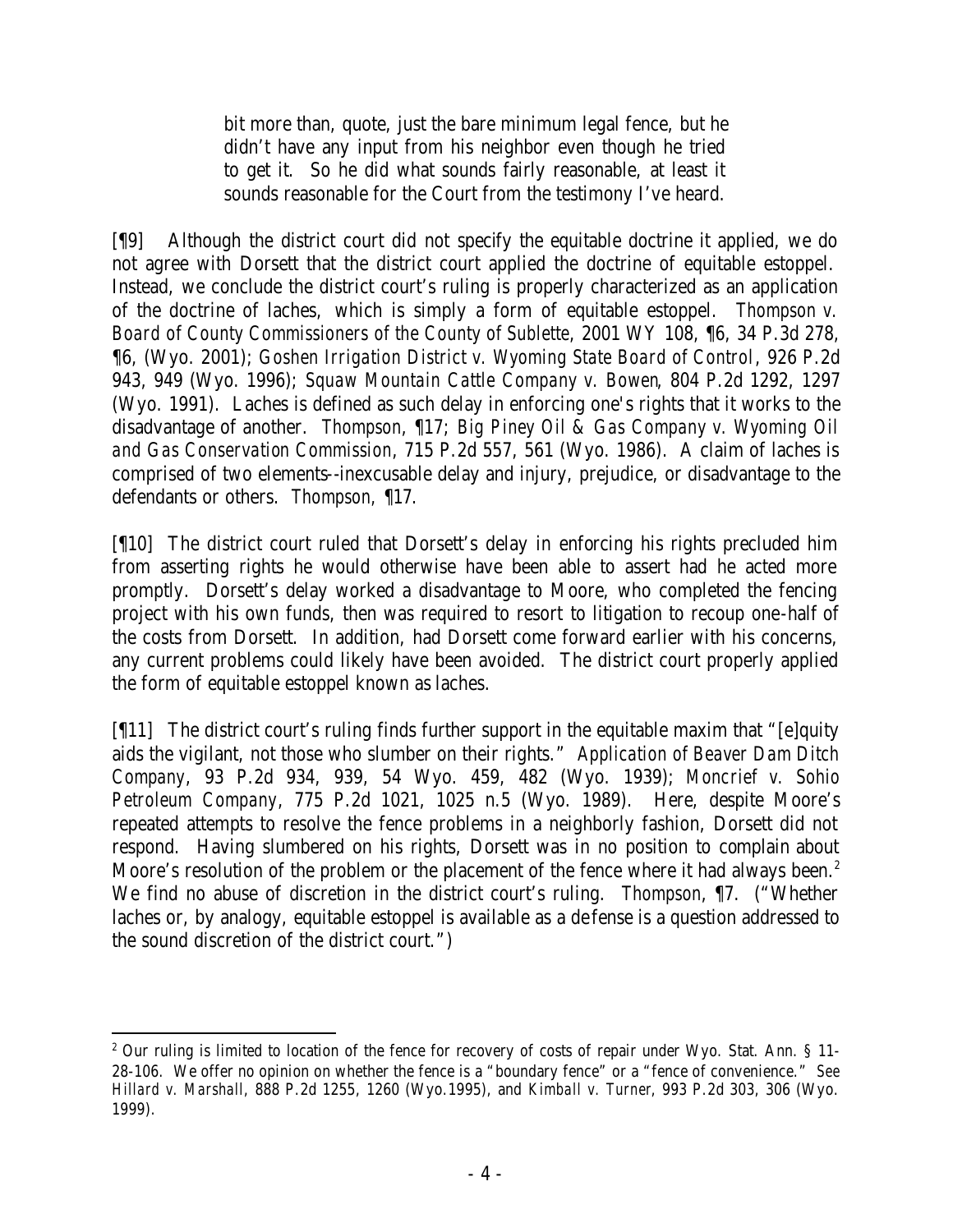> bit more than, quote, just the bare minimum legal fence, but he didn't have any input from his neighbor even though he tried to get it. So he did what sounds fairly reasonable, at least it sounds reasonable for the Court from the testimony I've heard.

[¶9] Although the district court did not specify the equitable doctrine it applied, we do not agree with Dorsett that the district court applied the doctrine of equitable estoppel. Instead, we conclude the district court's ruling is properly characterized as an application of the doctrine of laches, which is simply a form of equitable estoppel. *Thompson v. Board of County Commissioners of the County of Sublette*, 2001 WY 108, ¶6, 34 P.3d 278, ¶6, (Wyo. 2001); *Goshen Irrigation District v. Wyoming State Board of Control*, 926 P.2d 943, 949 (Wyo. 1996); *Squaw Mountain Cattle Company v. Bowen*, 804 P.2d 1292, 1297 (Wyo. 1991). Laches is defined as such delay in enforcing one's rights that it works to the disadvantage of another. *Thompson*, ¶17; *Big Piney Oil & Gas Company v. Wyoming Oil and Gas Conservation Commission*, 715 P.2d 557, 561 (Wyo. 1986). A claim of laches is comprised of two elements--inexcusable delay and injury, prejudice, or disadvantage to the defendants or others. *Thompson*, ¶17.

[¶10] The district court ruled that Dorsett's delay in enforcing his rights precluded him from asserting rights he would otherwise have been able to assert had he acted more promptly. Dorsett's delay worked a disadvantage to Moore, who completed the fencing project with his own funds, then was required to resort to litigation to recoup one-half of the costs from Dorsett. In addition, had Dorsett come forward earlier with his concerns, any current problems could likely have been avoided. The district court properly applied the form of equitable estoppel known as laches.

[¶11] The district court's ruling finds further support in the equitable maxim that "[e]quity aids the vigilant, not those who slumber on their rights." *Application of Beaver Dam Ditch Company*, 93 P.2d 934, 939, 54 Wyo. 459, 482 (Wyo. 1939); *Moncrief v. Sohio Petroleum Company*, 775 P.2d 1021, 1025 n.5 (Wyo. 1989). Here, despite Moore's repeated attempts to resolve the fence problems in a neighborly fashion, Dorsett did not respond. Having slumbered on his rights, Dorsett was in no position to complain about Moore's resolution of the problem or the placement of the fence where it had always been.[2] We find no abuse of discretion in the district court's ruling. *Thompson*, ¶7. ("Whether laches or, by analogy, equitable estoppel is available as a defense is a question addressed to the sound discretion of the district court.")

---

[2] Our ruling is limited to location of the fence for recovery of costs of repair under Wyo. Stat. Ann. § 11-28-106. We offer no opinion on whether the fence is a "boundary fence" or a "fence of convenience." *See Hillard v. Marshall*, 888 P.2d 1255, 1260 (Wyo.1995), and *Kimball v. Turner*, 993 P.2d 303, 306 (Wyo. 1999).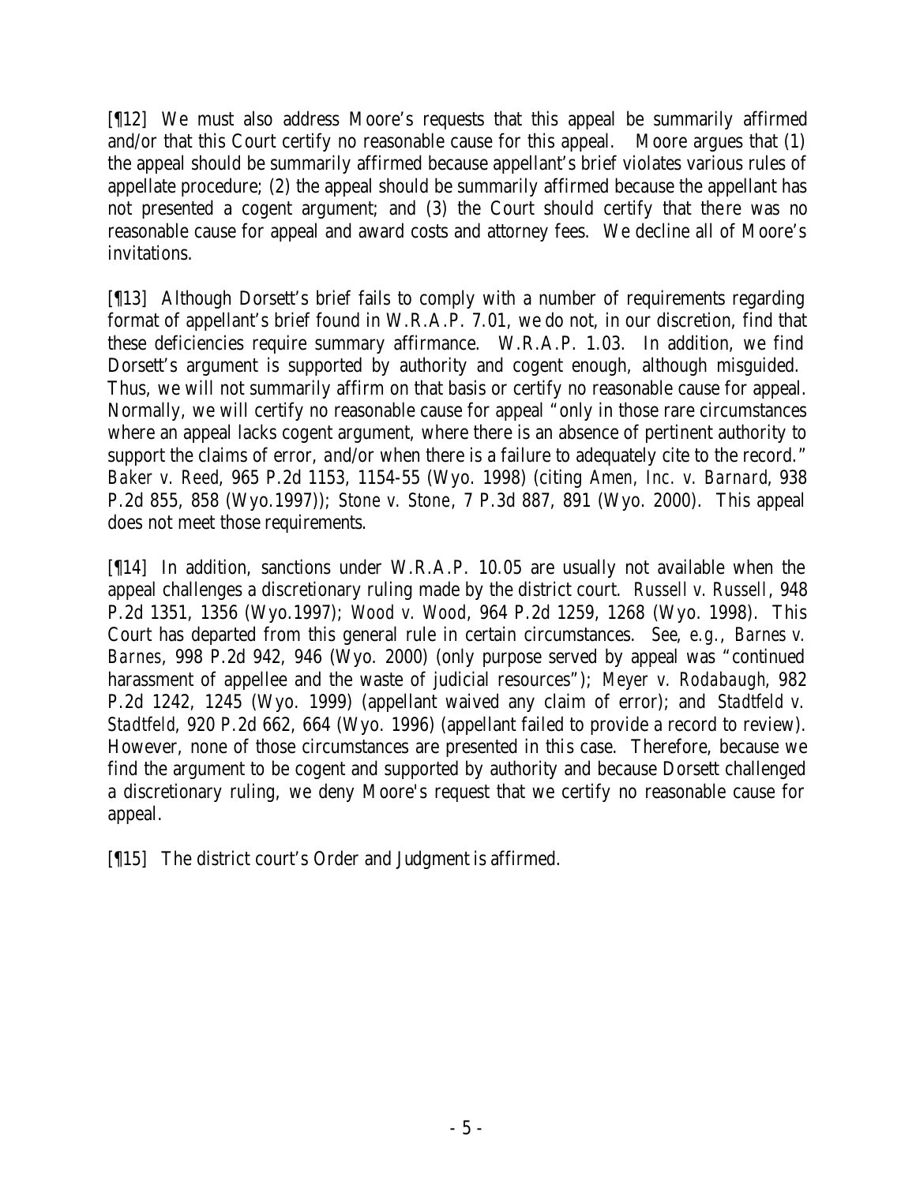[¶12] We must also address Moore's requests that this appeal be summarily affirmed and/or that this Court certify no reasonable cause for this appeal. Moore argues that (1) the appeal should be summarily affirmed because appellant's brief violates various rules of appellate procedure; (2) the appeal should be summarily affirmed because the appellant has not presented a cogent argument; and (3) the Court should certify that there was no reasonable cause for appeal and award costs and attorney fees. We decline all of Moore's invitations.

[¶13] Although Dorsett's brief fails to comply with a number of requirements regarding format of appellant's brief found in W.R.A.P. 7.01, we do not, in our discretion, find that these deficiencies require summary affirmance. W.R.A.P. 1.03. In addition, we find Dorsett's argument is supported by authority and cogent enough, although misguided. Thus, we will not summarily affirm on that basis or certify no reasonable cause for appeal. Normally, we will certify no reasonable cause for appeal "only in those rare circumstances where an appeal lacks cogent argument, where there is an absence of pertinent authority to support the claims of error, and/or when there is a failure to adequately cite to the record." *Baker v. Reed*, 965 P.2d 1153, 1154-55 (Wyo. 1998) (citing *Amen, Inc. v. Barnard*, 938 P.2d 855, 858 (Wyo.1997)); *Stone v. Stone*, 7 P.3d 887, 891 (Wyo. 2000). This appeal does not meet those requirements.

[¶14] In addition, sanctions under W.R.A.P. 10.05 are usually not available when the appeal challenges a discretionary ruling made by the district court. *Russell v. Russell*, 948 P.2d 1351, 1356 (Wyo.1997); *Wood v. Wood*, 964 P.2d 1259, 1268 (Wyo. 1998). This Court has departed from this general rule in certain circumstances. *See, e.g.*, *Barnes v. Barnes*, 998 P.2d 942, 946 (Wyo. 2000) (only purpose served by appeal was "continued harassment of appellee and the waste of judicial resources"); *Meyer v. Rodabaugh*, 982 P.2d 1242, 1245 (Wyo. 1999) (appellant waived any claim of error); and *Stadtfeld v. Stadtfeld*, 920 P.2d 662, 664 (Wyo. 1996) (appellant failed to provide a record to review). However, none of those circumstances are presented in this case. Therefore, because we find the argument to be cogent and supported by authority and because Dorsett challenged a discretionary ruling, we deny Moore's request that we certify no reasonable cause for appeal.

[¶15] The district court's Order and Judgment is affirmed.